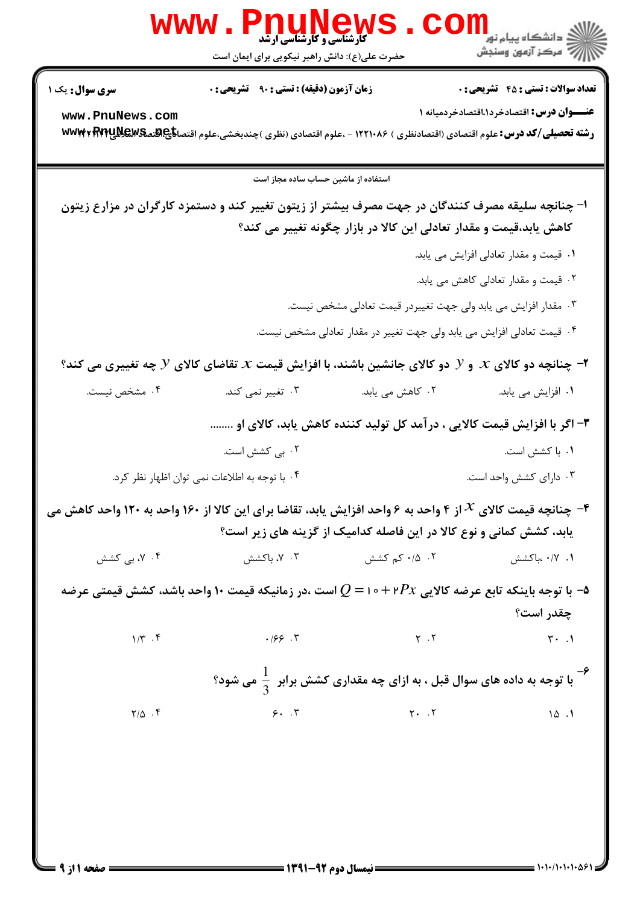**سری سوال:** یک ۱

**زمان آزمون (دقیقه) : تستی : ۹۰ تشریحی : ۰**

**تعداد سوالات : تستی : ۴۵ تشریحی : ۰**

**عنـــوان درس:** اقتصادخرد۱،اقتصادخردمیانه ۱

**رشته تحصیلی/کد درس:** علوم اقتصادی (اقتصادنظری ) ۱۲۲۱۰۸۶ - ،علوم اقتصادی (نظری )چندبخشی،علوم اقتصادی،اقتصاد اسلامی ۱۲۲۱۱۲۷

استفاده از ماشین حساب ساده مجاز است

**۱- چنانچه سلیقه مصرف کنندگان در جهت مصرف بیشتر از زیتون تغییر کند و دستمزد کارگران در مزارع زیتون کاهش یابد،قیمت و مقدار تعادلی این کالا در بازار چگونه تغییر می کند؟**

۱. قیمت و مقدار تعادلی افزایش می یابد.

۲. قیمت و مقدار تعادلی کاهش می یابد.

۳. مقدار افزایش می یابد ولی جهت تغییردر قیمت تعادلی مشخص نیست.

۴. قیمت تعادلی افزایش می یابد ولی جهت تغییر در مقدار تعادلی مشخص نیست.

**۲- چنانچه دو کالای $x$ و $y$ دو کالای جانشین باشند، با افزایش قیمت $x$ تقاضای کالای $y$ چه تغییری می کند؟**

۱. افزایش می یابد. ۲. کاهش می یابد. ۳. تغییر نمی کند. ۴. مشخص نیست.

**۳- اگر با افزایش قیمت کالایی ، درآمد کل تولید کننده کاهش یابد، کالای او ........**

۱. با کشش است. ۲. بی کشش است.

۳. دارای کشش واحد است. ۴. با توجه به اطلاعات نمی توان اظهار نظر کرد.

**۴- چنانچه قیمت کالای $x$ از ۴ واحد به ۶ واحد افزایش یابد، تقاضا برای این کالا از ۱۶۰ واحد به ۱۲۰ واحد کاهش می یابد، کشش کمانی و نوع کالا در این فاصله کدامیک از گزینه های زیر است؟**

۱. ۰/۷ ،باکشش ۲. ۰/۵ کم کشش ۳. ۷، باکشش ۴. ۷، بی کشش

**۵- با توجه باینکه تابع عرضه کالایی $Q = 10 + 2Px$ است ،در زمانیکه قیمت ۱۰ واحد باشد، کشش قیمتی عرضه چقدر است؟**

۱. ۳۰ ۲. ۲ ۳. ۰/۶۶ ۴. ۱/۳

**۶- با توجه به داده های سوال قبل ، به ازای چه مقداری کشش برابر $\frac{1}{3}$ می شود؟**

۱. ۱۵ ۲. ۲۰ ۳. ۶۰ ۴. ۲/۵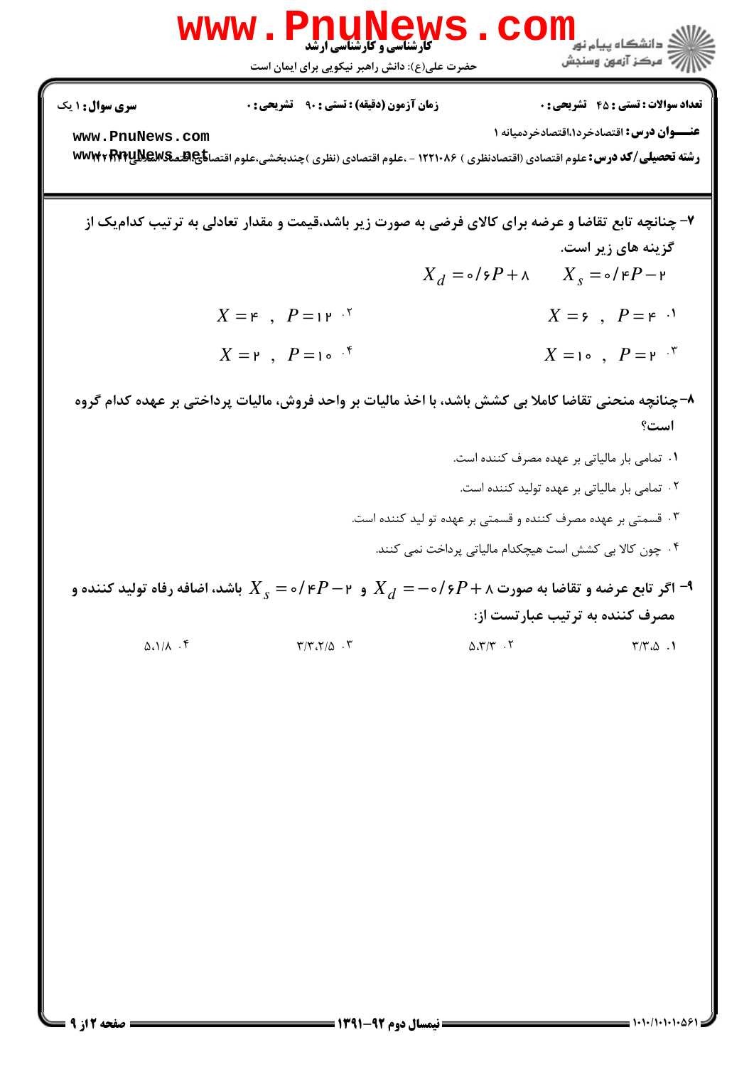۷- چنانچه تابع تقاضا و عرضه برای کالای فرضی به صورت زیر باشد،قیمت و مقدار تعادلی به ترتیب کدام‌یک از گزینه های زیر است.

$X_d = 0/6P + 8 \qquad X_s = 0/4P - 2$

۱. $X = 6 \ , \ P = 4$

۲. $X = 4 \ , \ P = 12$

۳. $X = 10 \ , \ P = 2$

۴. $X = 2 \ , \ P = 10$

۸-چنانچه منحنی تقاضا کاملا بی کشش باشد، با اخذ مالیات بر واحد فروش، مالیات پرداختی بر عهده کدام گروه است؟

۱. تمامی بار مالیاتی بر عهده مصرف کننده است.

۲. تمامی بار مالیاتی بر عهده تولید کننده است.

۳. قسمتی بر عهده مصرف کننده و قسمتی بر عهده تو لید کننده است.

۴. چون کالا بی کشش است هیچکدام مالیاتی پرداخت نمی کنند.

۹- اگر تابع عرضه و تقاضا به صورت $X_d = -0/6P + 8$ و $X_s = 0/4P - 2$ باشد، اضافه رفاه تولید کننده و مصرف کننده به ترتیب عبارتست از:

۱. ۳،۳.۵

۲. ۵،۳/۳

۳. ۳/۳،۲/۵

۴. ۵،۱/۸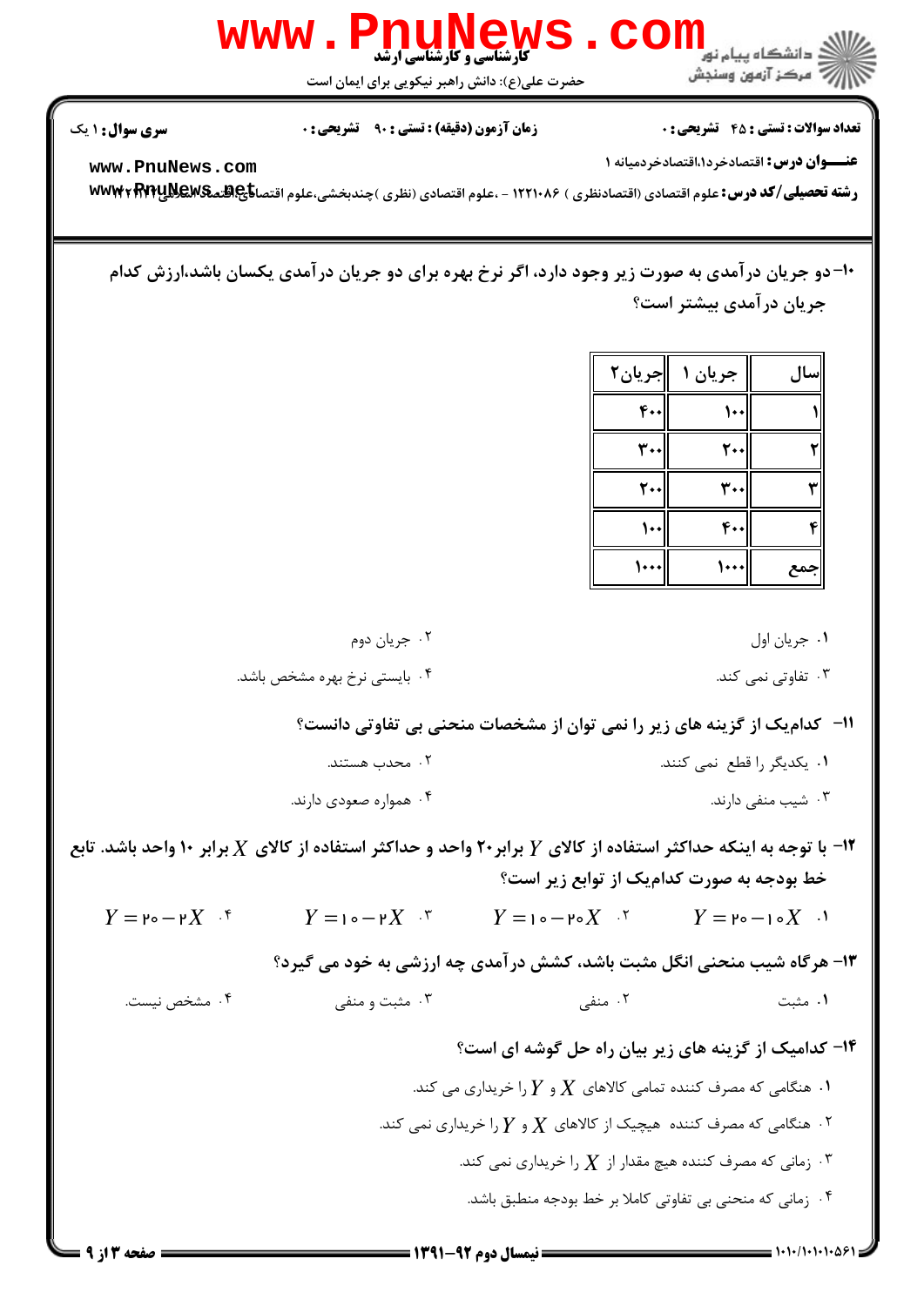کارشناسی و کارشناسی ارشد

حضرت علی(ع): دانش راهبر نیکویی برای ایمان است

**سری سوال:** ۱ یک

**زمان آزمون (دقیقه) : تستی :** ۹۰ **تشریحی :** ۰

**تعداد سوالات : تستی :** ۴۵ **تشریحی :** ۰

**عنـــوان درس:** اقتصادخرد۱،اقتصادخردمیانه ۱

**رشته تحصیلی/کد درس:** علوم اقتصادی (اقتصادنظری ) ۱۲۲۱۰۸۶ - ،علوم اقتصادی (نظری )چندبخشی،علوم اقتصادی اقتصاد اسلامی

۱۰- دو جریان درآمدی به صورت زیر وجود دارد، اگر نرخ بهره برای دو جریان درآمدی یکسان باشد،ارزش کدام جریان درآمدی بیشتر است؟

| سال | جریان ۱ | جریان۲ |
|---|---|---|
| ۱ | ۱۰۰ | ۴۰۰ |
| ۲ | ۲۰۰ | ۳۰۰ |
| ۳ | ۳۰۰ | ۲۰۰ |
| ۴ | ۴۰۰ | ۱۰۰ |
| جمع | ۱۰۰۰ | ۱۰۰۰ |

۱. جریان اول

۲. جریان دوم

۳. تفاوتی نمی کند.

۴. بایستی نرخ بهره مشخص باشد.

۱۱- کدامیک از گزینه های زیر را نمی توان از مشخصات منحنی بی تفاوتی دانست؟

۱. یکدیگر را قطع نمی کنند.

۲. محدب هستند.

۳. شیب منفی دارند.

۴. همواره صعودی دارند.

۱۲- با توجه به اینکه حداکثر استفاده از کالای $Y$ برابر۲۰ واحد و حداکثر استفاده از کالای $X$ برابر ۱۰ واحد باشد. تابع خط بودجه به صورت کدامیک از توابع زیر است؟

۱. $Y=20-10X$

۲. $Y=10-20X$

۳. $Y=10-2X$

۴. $Y=20-2X$

۱۳- هرگاه شیب منحنی انگل مثبت باشد، کشش درآمدی چه ارزشی به خود می گیرد؟

۱. مثبت

۲. منفی

۳. مثبت و منفی

۴. مشخص نیست.

۱۴- کدامیک از گزینه های زیر بیان راه حل گوشه ای است؟

۱. هنگامی که مصرف کننده تمامی کالاهای $X$ و $Y$ را خریداری می کند.

۲. هنگامی که مصرف کننده هیچیک از کالاهای $X$ و $Y$ را خریداری نمی کند.

۳. زمانی که مصرف کننده هیچ مقدار از $X$ را خریداری نمی کند.

۴. زمانی که منحنی بی تفاوتی کاملا بر خط بودجه منطبق باشد.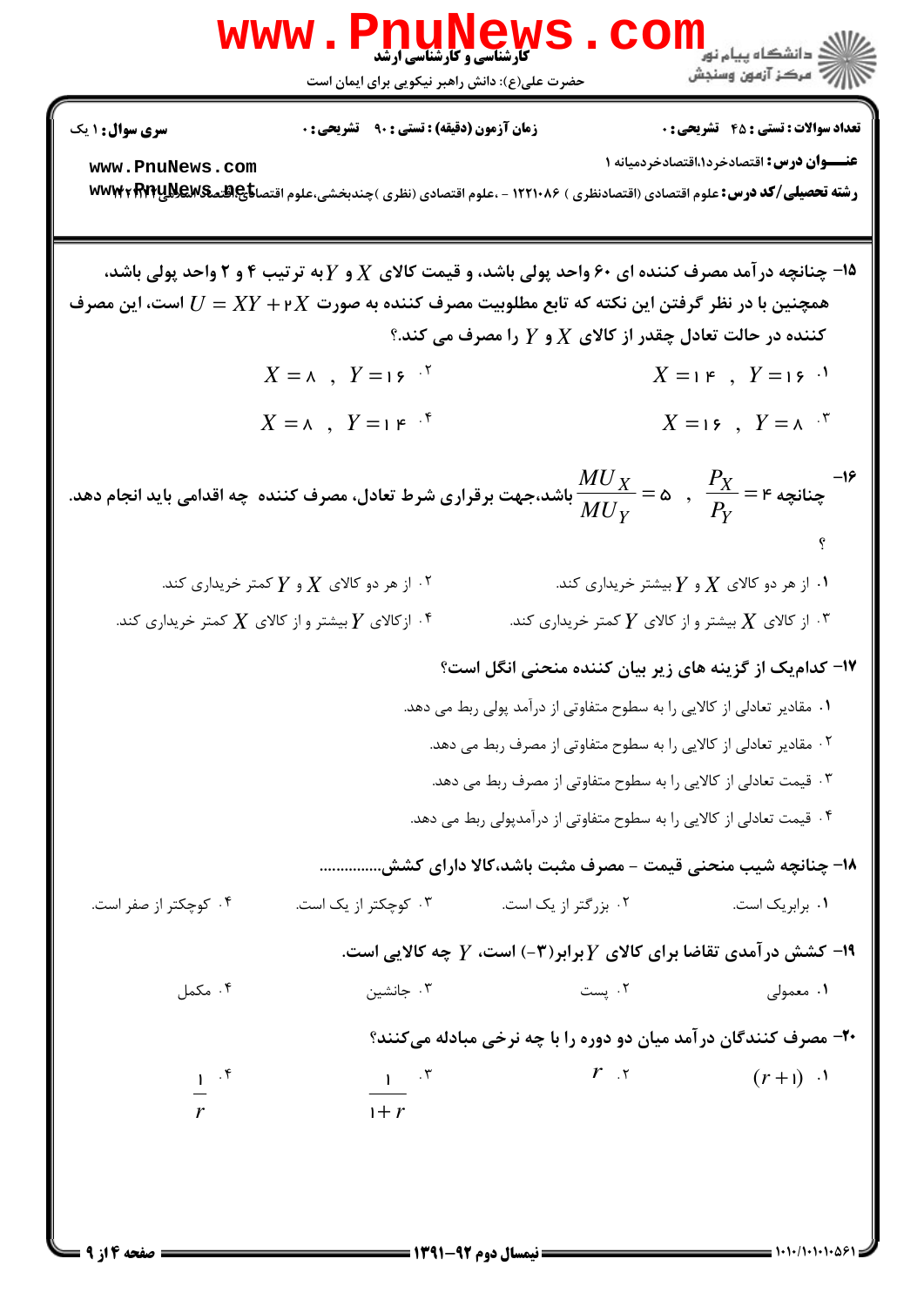**سری سوال:** ۱ یک

**زمان آزمون (دقیقه) : تستی :** ۹۰ **تشریحی :** ۰

**تعداد سوالات : تستی :** ۴۵ **تشریحی :** ۰

**عنـــوان درس:** اقتصادخرد۱،اقتصادخردمیانه ۱

**رشته تحصیلی/کد درس:** علوم اقتصادی (اقتصادنظری ) ۱۲۲۱۰۸۶ - ،علوم اقتصادی (نظری )چندبخشی،علوم اقتصادی،اقتصاد اسلامی ۱۲۲۱۲۷۶

۱۵- چنانچه درآمد مصرف کننده ای ۶۰ واحد پولی باشد، و قیمت کالای $X$ و $Y$ به ترتیب ۴ و ۲ واحد پولی باشد، همچنین با در نظر گرفتن این نکته که تابع مطلوبیت مصرف کننده به صورت $U = XY + 2X$ است، این مصرف کننده در حالت تعادل چقدر از کالای $X$ و $Y$ را مصرف می کند؟

۱. $X = 14 \ , \ Y = 16$

۲. $X = 8 \ , \ Y = 16$

۳. $X = 16 \ , \ Y = 8$

۴. $X = 8 \ , \ Y = 14$

۱۶- چنانچه $\frac{P_X}{P_Y} = 4 \ , \ \frac{MU_X}{MU_Y} = 5$ باشد،جهت برقراری شرط تعادل، مصرف کننده چه اقدامی باید انجام دهد. ؟

۱. از هر دو کالای $X$ و $Y$ بیشتر خریداری کند.

۲. از هر دو کالای $X$ و $Y$ کمتر خریداری کند.

۳. از کالای $X$ بیشتر و از کالای $Y$ کمتر خریداری کند.

۴. ازکالای $Y$ بیشتر و از کالای $X$ کمتر خریداری کند.

۱۷- کدام‌یک از گزینه های زیر بیان کننده منحنی انگل است؟

۱. مقادیر تعادلی از کالایی را به سطوح متفاوتی از درآمد پولی ربط می دهد.

۲. مقادیر تعادلی از کالایی را به سطوح متفاوتی از مصرف ربط می دهد.

۳. قیمت تعادلی از کالایی را به سطوح متفاوتی از مصرف ربط می دهد.

۴. قیمت تعادلی از کالایی را به سطوح متفاوتی از درآمدپولی ربط می دهد.

۱۸- چنانچه شیب منحنی قیمت - مصرف مثبت باشد،کالا دارای کشش...............

۱. برابریک است.

۲. بزرگتر از یک است.

۳. کوچکتر از یک است.

۴. کوچکتر از صفر است.

۱۹- کشش درآمدی تقاضا برای کالای $Y$ برابر(۳-) است، $Y$ چه کالایی است.

۱. معمولی

۲. پست

۳. جانشین

۴. مکمل

۲۰- مصرف کنندگان درآمد میان دو دوره را با چه نرخی مبادله می‌کنند؟

۱. $(r+1)$

۲. $r$

۳. $\frac{1}{1+r}$

۴. $\frac{1}{r}$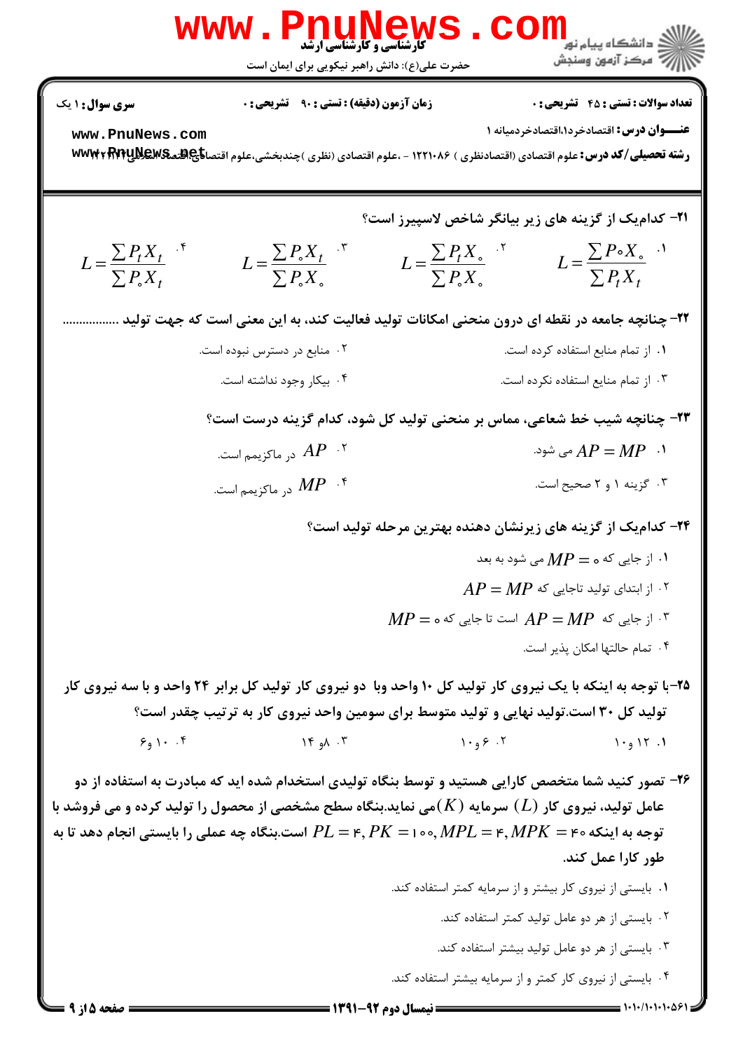**سری سوال:** ۱ یک | **زمان آزمون (دقیقه) : تستی :** ۹۰ **تشریحی :** ۰ | **تعداد سوالات : تستی :** ۴۵ **تشریحی :** ۰

**عنـــوان درس:** اقتصادخرد۱،اقتصادخردمیانه ۱

**رشته تحصیلی/کد درس:** علوم اقتصادی (اقتصادنظری ) ۱۲۲۱۰۸۶ - ،علوم اقتصادی (نظری )چندبخشی،علوم اقتصادی،اقتصاد اسلامی

۲۱- کدام‌یک از گزینه های زیر بیانگر شاخص لاسپیرز است؟

۱. $L = \frac{\sum P_{\circ} X_{\circ}}{\sum P_t X_t}$

۲. $L = \frac{\sum P_t X_{\circ}}{\sum P_{\circ} X_{\circ}}$

۳. $L = \frac{\sum P_{\circ} X_t}{\sum P_{\circ} X_{\circ}}$

۴. $L = \frac{\sum P_t X_t}{\sum P_{\circ} X_t}$

۲۲- چنانچه جامعه در نقطه ای درون منحنی امکانات تولید فعالیت کند، به این معنی است که جهت تولید .................

۱. از تمام منابع استفاده کرده است.

۲. منابع در دسترس نبوده است.

۳. از تمام منابع استفاده نکرده است.

۴. بیکار وجود نداشته است.

۲۳- چنانچه شیب خط شعاعی، مماس بر منحنی تولید کل شود، کدام گزینه درست است؟

۱. $AP = MP$ می شود.

۲. $AP$ در ماکزیمم است.

۳. گزینه ۱ و ۲ صحیح است.

۴. $MP$ در ماکزیمم است.

۲۴- کدام‌یک از گزینه های زیرنشان دهنده بهترین مرحله تولید است؟

۱. از جایی که $MP = \circ$ می شود به بعد

۲. از ابتدای تولید تاجایی که $AP = MP$

۳. از جایی که $AP = MP$ است تا جایی که $MP = \circ$

۴. تمام حالتها امکان پذیر است.

۲۵- با توجه به اینکه با یک نیروی کار تولید کل ۱۰ واحد وبا دو نیروی کار تولید کل برابر ۲۴ واحد و با سه نیروی کار تولید کل ۳۰ است.تولید نهایی و تولید متوسط برای سومین واحد نیروی کار به ترتیب چقدر است؟

۱. ۱۲ و ۱۰

۲. ۶ و ۱۰

۳. ۸ و ۱۴

۴. ۱۰ و ۶

۲۶- تصور کنید شما متخصص کارایی هستید و توسط بنگاه تولیدی استخدام شده اید که مبادرت به استفاده از دو عامل تولید، نیروی کار $(L)$ سرمایه $(K)$ می نماید.بنگاه سطح مشخصی از محصول را تولید کرده و می فروشد با توجه به اینکه $PL = ۴, PK = ۱۰۰, MPL = ۴, MPK = ۴۰$ است.بنگاه چه عملی را بایستی انجام دهد تا به طور کارا عمل کند.

۱. بایستی از نیروی کار بیشتر و از سرمایه کمتر استفاده کند.

۲. بایستی از هر دو عامل تولید کمتر استفاده کند.

۳. بایستی از هر دو عامل تولید بیشتر استفاده کند.

۴. بایستی از نیروی کار کمتر و از سرمایه بیشتر استفاده کند.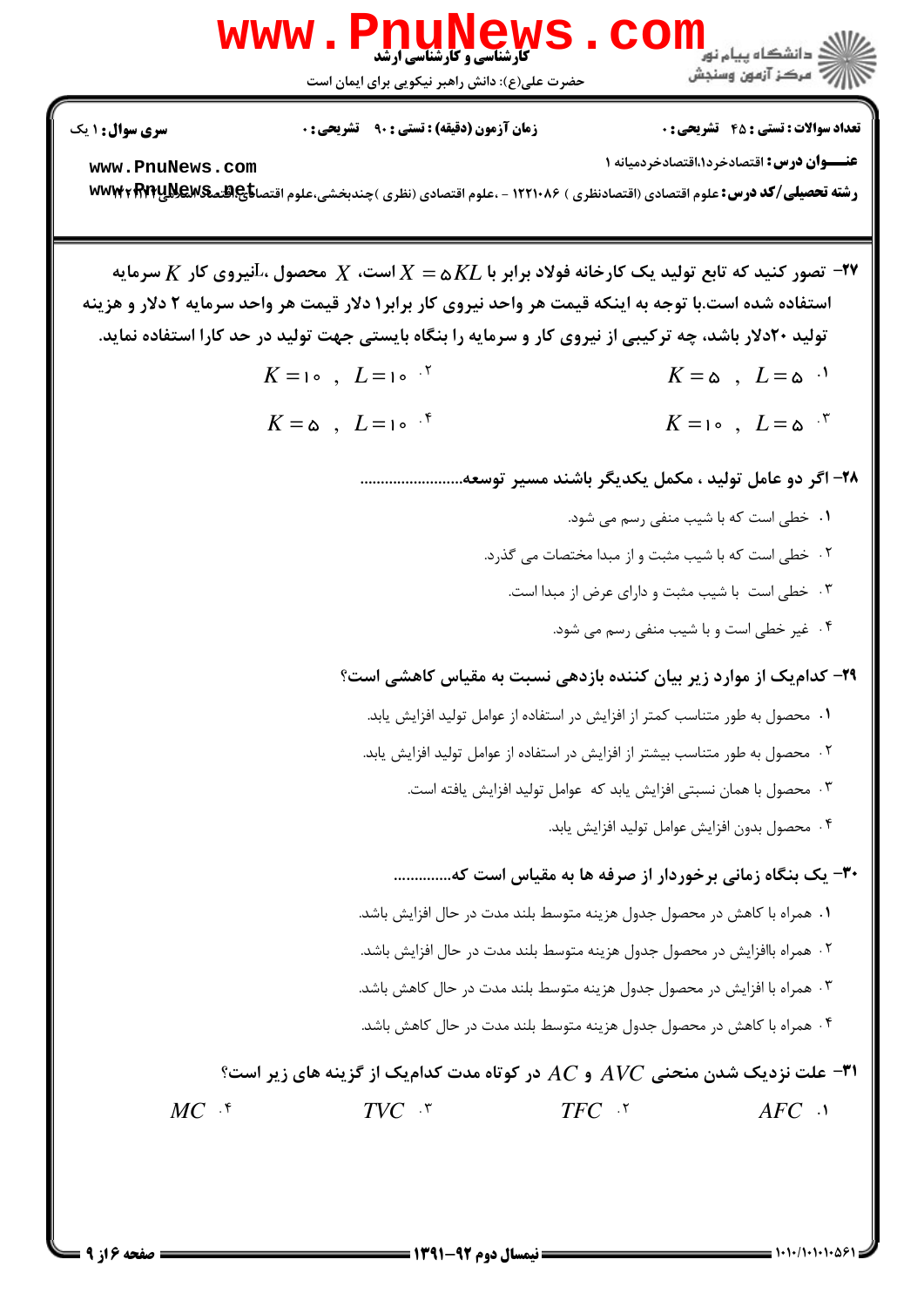۲۷- تصور کنید که تابع تولید یک کارخانه فولاد برابر با $X = 5KL$ است، $X$ محصول ،$L$نیروی کار $K$ سرمایه استفاده شده است.با توجه به اینکه قیمت هر واحد نیروی کار برابر۱ دلار قیمت هر واحد سرمایه ۲ دلار و هزینه تولید ۲۰دلار باشد، چه ترکیبی از نیروی کار و سرمایه را بنگاه بایستی جهت تولید در حد کارا استفاده نماید.

۱. $K = 5 \ , \ L = 5$

۲. $K = 10 \ , \ L = 10$

۳. $K = 10 \ , \ L = 5$

۴. $K = 5 \ , \ L = 10$

۲۸- اگر دو عامل تولید ، مکمل یکدیگر باشند مسیر توسعه.........................

۱. خطی است که با شیب منفی رسم می شود.

۲. خطی است که با شیب مثبت و از مبدا مختصات می گذرد.

۳. خطی است با شیب مثبت و دارای عرض از مبدا است.

۴. غیر خطی است و با شیب منفی رسم می شود.

۲۹- کدام‌یک از موارد زیر بیان کننده بازدهی نسبت به مقیاس کاهشی است؟

۱. محصول به طور متناسب کمتر از افزایش در استفاده از عوامل تولید افزایش یابد.

۲. محصول به طور متناسب بیشتر از افزایش در استفاده از عوامل تولید افزایش یابد.

۳. محصول با همان نسبتی افزایش یابد که عوامل تولید افزایش یافته است.

۴. محصول بدون افزایش عوامل تولید افزایش یابد.

۳۰- یک بنگاه زمانی برخوردار از صرفه ها به مقیاس است که..............

۱. همراه با کاهش در محصول جدول هزینه متوسط بلند مدت در حال افزایش باشد.

۲. همراه باافزایش در محصول جدول هزینه متوسط بلند مدت در حال افزایش باشد.

۳. همراه با افزایش در محصول جدول هزینه متوسط بلند مدت در حال کاهش باشد.

۴. همراه با کاهش در محصول جدول هزینه متوسط بلند مدت در حال کاهش باشد.

۳۱- علت نزدیک شدن منحنی $AVC$ و $AC$ در کوتاه مدت کدام‌یک از گزینه های زیر است؟

۱. $AFC$

۲. $TFC$

۳. $TVC$

۴. $MC$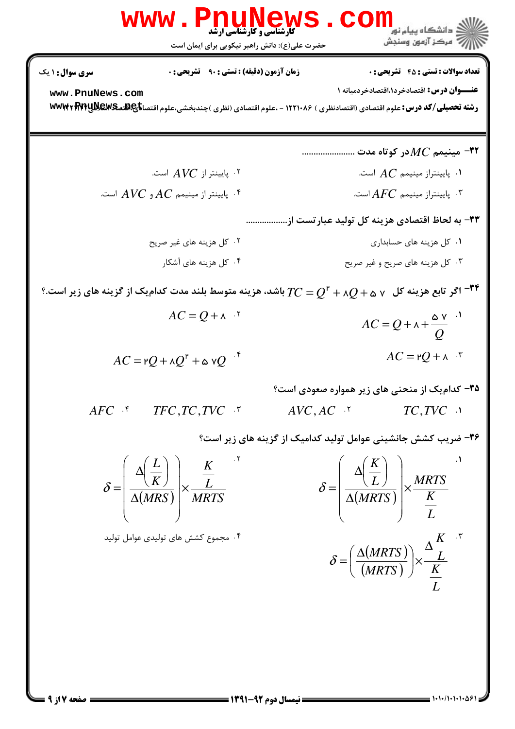**تعداد سوالات : تستی : ۴۵ تشریحی : ۰** — **زمان آزمون (دقیقه) : تستی : ۹۰ تشریحی : ۰** — **سری سوال : ۱ یک**

**عنـــوان درس :** اقتصادخرد۱،اقتصادخردمیانه ۱

**رشته تحصیلی/کد درس :** علوم اقتصادی (اقتصادنظری ) ۱۲۲۱۰۸۶ - ،علوم اقتصادی (نظری )چندبخشی،علوم اقتصادی،اقتصاد اسلامی ۱۲۲۱۲۷۲

**۳۲- مینیمم $MC$ در کوتاه مدت ......................**

۱. پایینتراز مینیمم $AC$ است.

۲. پایینتر از $AVC$ است.

۳. پایینتراز مینیمم $AFC$ است.

۴. پایینتر از مینیمم $AC$ و $AVC$ است.

**۳۳- به لحاظ اقتصادی هزینه کل تولید عبارتست از..................**

۱. کل هزینه های حسابداری

۲. کل هزینه های غیر صریح

۳. کل هزینه های صریح و غیر صریح

۴. کل هزینه های آشکار

**۳۴- اگر تابع هزینه کل $TC = Q^{۲} + ۸Q + ۵۷$ باشد، هزینه متوسط بلند مدت کدام‌یک از گزینه های زیر است.؟**

۱. $AC = Q + ۸ + \frac{۵۷}{Q}$

۲. $AC = Q + ۸$

۳. $AC = ۲Q + ۸$

۴. $AC = ۲Q + ۸Q^{۲} + ۵۷Q$

**۳۵- کدام‌یک از منحنی های زیر همواره صعودی است؟**

۱. $TC, TVC$

۲. $AVC, AC$

۳. $TFC, TC, TVC$

۴. $AFC$

**۳۶- ضریب کشش جانشینی عوامل تولید کدامیک از گزینه های زیر است؟**

۱. $\delta = \left( \frac{\Delta\left(\frac{K}{L}\right)}{\Delta(MRTS)} \right) \times \frac{MRTS}{\frac{K}{L}}$

۲. $\delta = \left( \frac{\Delta\left(\frac{L}{K}\right)}{\Delta(MRS)} \right) \times \frac{\frac{K}{L}}{MRTS}$

۳. $\delta = \left( \frac{\Delta(MRTS)}{(MRTS)} \right) \times \frac{\Delta\frac{K}{L}}{\frac{K}{L}}$

۴. مجموع کشش های تولیدی عوامل تولید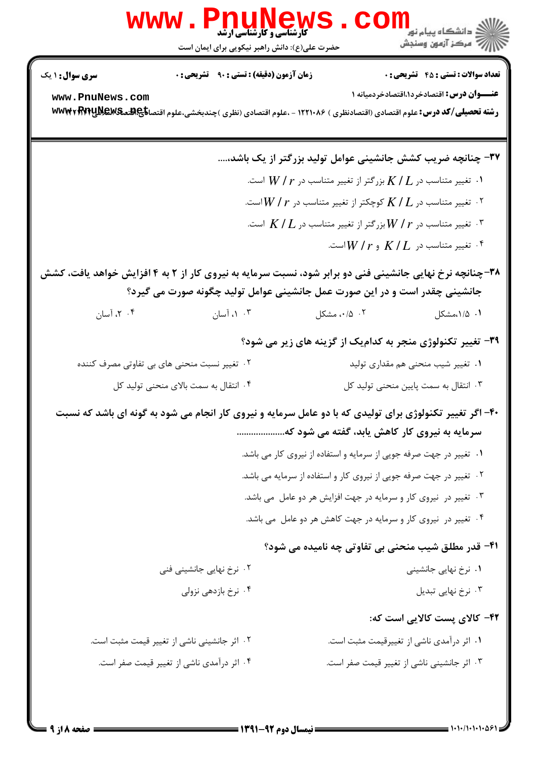۳۷- چنانچه ضریب کشش جانشینی عوامل تولید بزرگتر از یک باشد،....

۱. تغییر متناسب در $K/L$ بزرگتر از تغییر متناسب در $W/r$ است.

۲. تغییر متناسب در $K/L$ کوچکتر از تغییر متناسب در $W/r$ است.

۳. تغییر متناسب در $W/r$ بزرگتر از تغییر متناسب در $K/L$ است.

۴. تغییر متناسب در $K/L$ و $W/r$ است.

۳۸- چنانچه نرخ نهایی جانشینی فنی دو برابر شود، نسبت سرمایه به نیروی کار از ۲ به ۴ افزایش خواهد یافت، کشش جانشینی چقدر است و در این صورت عمل جانشینی عوامل تولید چگونه صورت می گیرد؟

۱. ۱/۵،مشکل

۲. ۰/۵، مشکل

۳. ۱، آسان

۴. ۲، آسان

۳۹- تغییر تکنولوژی منجر به کدام‌یک از گزینه های زیر می شود؟

۱. تغییر شیب منحنی هم مقداری تولید

۲. تغییر نسبت منحنی های بی تفاوتی مصرف کننده

۳. انتقال به سمت پایین منحنی تولید کل

۴. انتقال به سمت بالای منحنی تولید کل

۴۰- اگر تغییر تکنولوژی برای تولیدی که با دو عامل سرمایه و نیروی کار انجام می شود به گونه ای باشد که نسبت سرمایه به نیروی کار کاهش یابد، گفته می شود که....................

۱. تغییر در جهت صرفه جویی از سرمایه و استفاده از نیروی کار می باشد.

۲. تغییر در جهت صرفه جویی از نیروی کار و استفاده از سرمایه می باشد.

۳. تغییر در نیروی کار و سرمایه در جهت افزایش هر دو عامل می باشد.

۴. تغییر در نیروی کار و سرمایه در جهت کاهش هر دو عامل می باشد.

۴۱- قدر مطلق شیب منحنی بی تفاوتی چه نامیده می شود؟

۱. نرخ نهایی جانشینی

۲. نرخ نهایی جانشینی فنی

۳. نرخ نهایی تبدیل

۴. نرخ بازدهی نزولی

۴۲- کالای پست کالایی است که:

۱. اثر درآمدی ناشی از تغییرقیمت مثبت است.

۲. اثر جانشینی ناشی از تغییر قیمت مثبت است.

۳. اثر جانشینی ناشی از تغییر قیمت صفر است.

۴. اثر درآمدی ناشی از تغییر قیمت صفر است.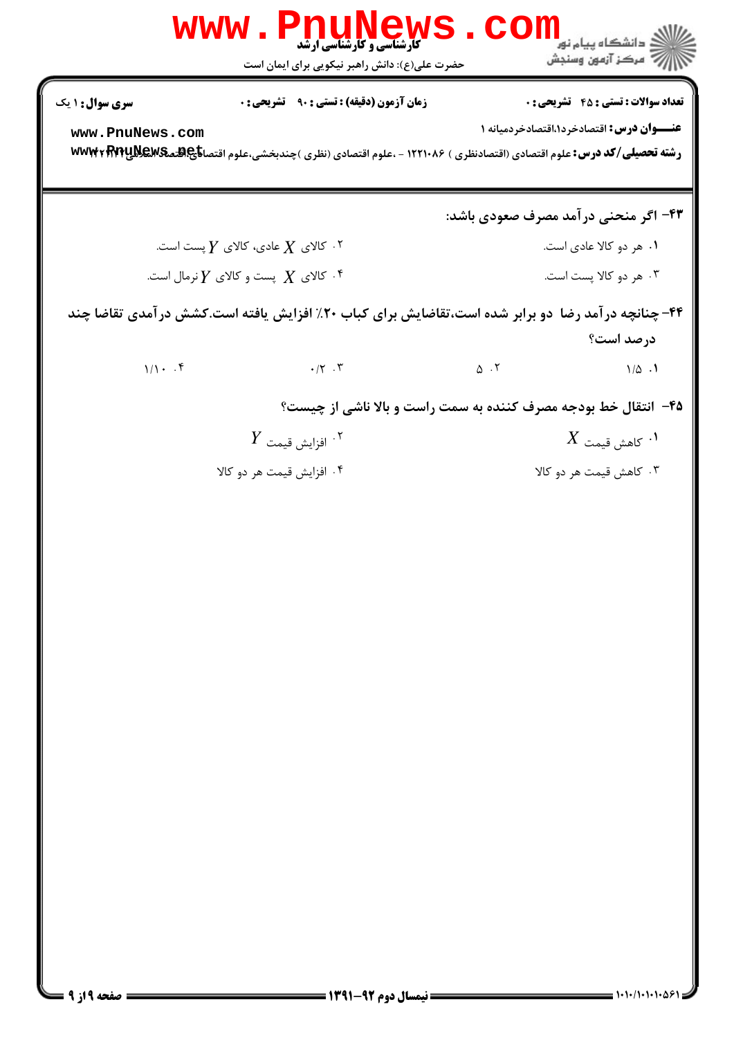**۴۳- اگر منحنی درآمد مصرف صعودی باشد:**

۱. هر دو کالا عادی است.

۲. کالای $X$ عادی، کالای $Y$ پست است.

۳. هر دو کالا پست است.

۴. کالای $X$ پست و کالای $Y$ نرمال است.

**۴۴-چنانچه درآمد رضا دو برابر شده است،تقاضایش برای کباب ۲۰٪ افزایش یافته است.کشش درآمدی تقاضا چند درصد است؟**

۱. ۱/۵

۲. ۵

۳. ۰/۲

۴. ۱/۱۰

**۴۵- انتقال خط بودجه مصرف کننده به سمت راست و بالا ناشی از چیست؟**

۱. کاهش قیمت $X$

۲. افزایش قیمت $Y$

۳. کاهش قیمت هر دو کالا

۴. افزایش قیمت هر دو کالا